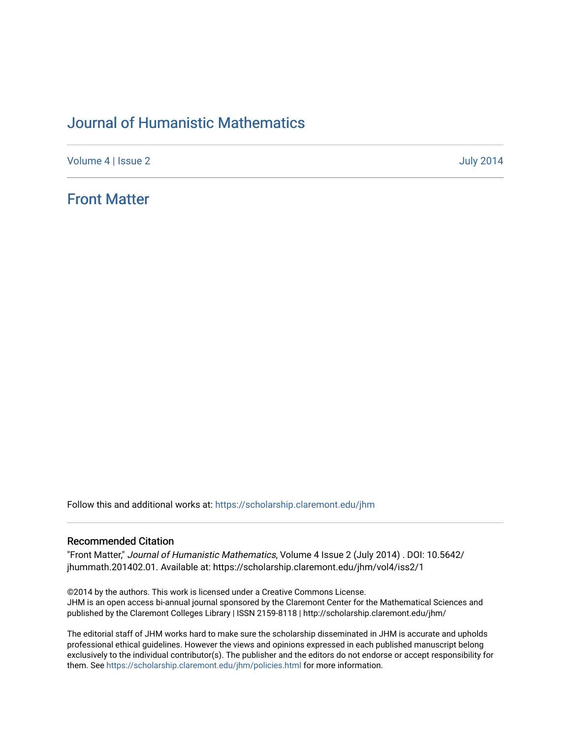# Journal of Humanistic Mathematics

Volume 4 | Issue 2 July 2014

## Front Matter

Follow this and additional works at: https://scholarship.claremont.edu/jhm

### Recommended Citation

"Front Matter," *Journal of Humanistic Mathematics*, Volume 4 Issue 2 (July 2014) . DOI: 10.5642/jhummath.201402.01. Available at: https://scholarship.claremont.edu/jhm/vol4/iss2/1

©2014 by the authors. This work is licensed under a Creative Commons License.
JHM is an open access bi-annual journal sponsored by the Claremont Center for the Mathematical Sciences and published by the Claremont Colleges Library | ISSN 2159-8118 | http://scholarship.claremont.edu/jhm/

The editorial staff of JHM works hard to make sure the scholarship disseminated in JHM is accurate and upholds professional ethical guidelines. However the views and opinions expressed in each published manuscript belong exclusively to the individual contributor(s). The publisher and the editors do not endorse or accept responsibility for them. See https://scholarship.claremont.edu/jhm/policies.html for more information.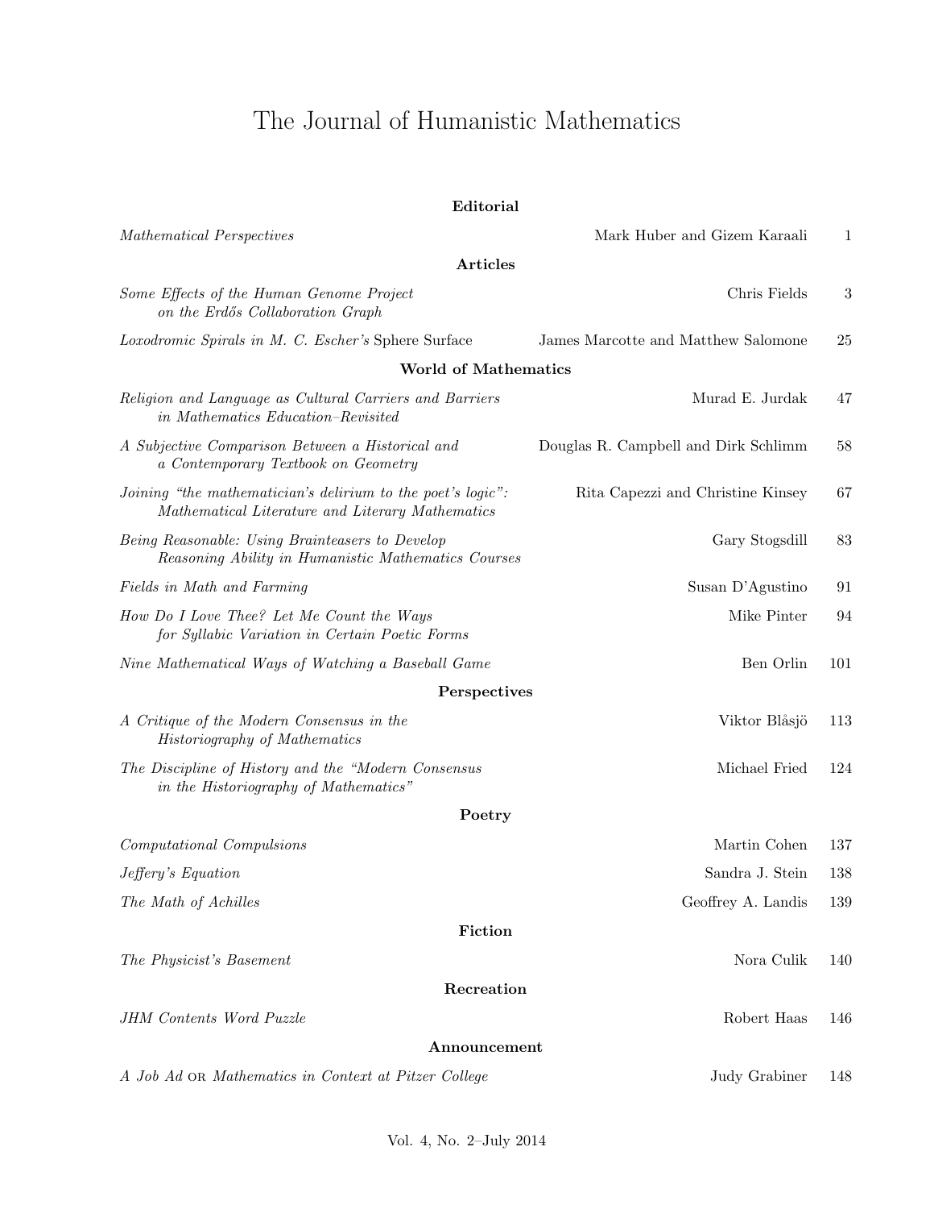# The Journal of Humanistic Mathematics

## Editorial

| | | |
|---|---|---|
| *Mathematical Perspectives* | Mark Huber and Gizem Karaali | 1 |

## Articles

| | | |
|---|---|---|
| *Some Effects of the Human Genome Project on the Erdős Collaboration Graph* | Chris Fields | 3 |
| *Loxodromic Spirals in M. C. Escher's* Sphere Surface | James Marcotte and Matthew Salomone | 25 |

## World of Mathematics

| | | |
|---|---|---|
| *Religion and Language as Cultural Carriers and Barriers in Mathematics Education–Revisited* | Murad E. Jurdak | 47 |
| *A Subjective Comparison Between a Historical and a Contemporary Textbook on Geometry* | Douglas R. Campbell and Dirk Schlimm | 58 |
| *Joining "the mathematician's delirium to the poet's logic": Mathematical Literature and Literary Mathematics* | Rita Capezzi and Christine Kinsey | 67 |
| *Being Reasonable: Using Brainteasers to Develop Reasoning Ability in Humanistic Mathematics Courses* | Gary Stogsdill | 83 |
| *Fields in Math and Farming* | Susan D'Agustino | 91 |
| *How Do I Love Thee? Let Me Count the Ways for Syllabic Variation in Certain Poetic Forms* | Mike Pinter | 94 |
| *Nine Mathematical Ways of Watching a Baseball Game* | Ben Orlin | 101 |

## Perspectives

| | | |
|---|---|---|
| *A Critique of the Modern Consensus in the Historiography of Mathematics* | Viktor Blåsjö | 113 |
| *The Discipline of History and the "Modern Consensus in the Historiography of Mathematics"* | Michael Fried | 124 |

## Poetry

| | | |
|---|---|---|
| *Computational Compulsions* | Martin Cohen | 137 |
| *Jeffery's Equation* | Sandra J. Stein | 138 |
| *The Math of Achilles* | Geoffrey A. Landis | 139 |

## Fiction

| | | |
|---|---|---|
| *The Physicist's Basement* | Nora Culik | 140 |

## Recreation

| | | |
|---|---|---|
| *JHM Contents Word Puzzle* | Robert Haas | 146 |

## Announcement

| | | |
|---|---|---|
| *A Job Ad* OR *Mathematics in Context at Pitzer College* | Judy Grabiner | 148 |

Vol. 4, No. 2–July 2014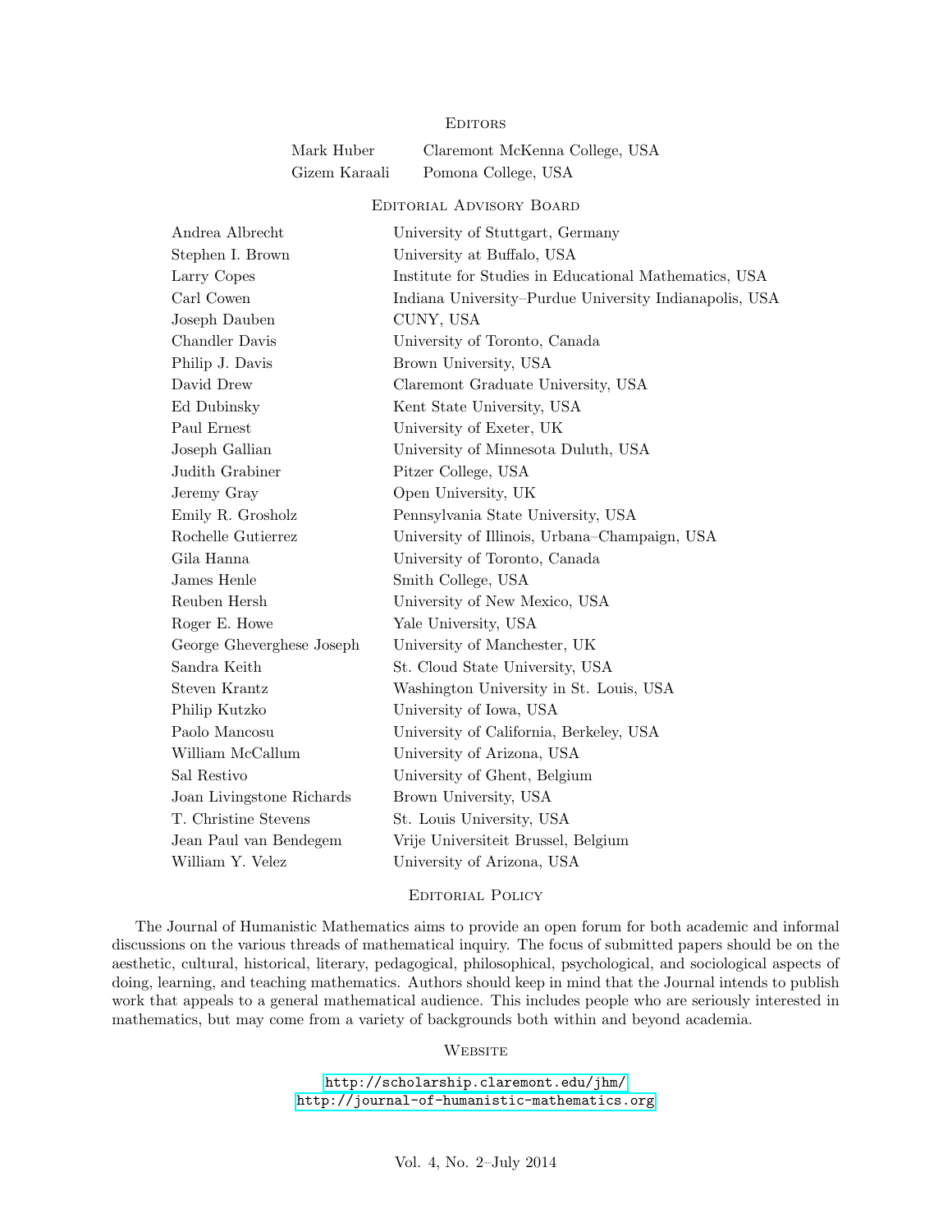## Editors

| | |
|---|---|
| Mark Huber | Claremont McKenna College, USA |
| Gizem Karaali | Pomona College, USA |

## Editorial Advisory Board

| | |
|---|---|
| Andrea Albrecht | University of Stuttgart, Germany |
| Stephen I. Brown | University at Buffalo, USA |
| Larry Copes | Institute for Studies in Educational Mathematics, USA |
| Carl Cowen | Indiana University–Purdue University Indianapolis, USA |
| Joseph Dauben | CUNY, USA |
| Chandler Davis | University of Toronto, Canada |
| Philip J. Davis | Brown University, USA |
| David Drew | Claremont Graduate University, USA |
| Ed Dubinsky | Kent State University, USA |
| Paul Ernest | University of Exeter, UK |
| Joseph Gallian | University of Minnesota Duluth, USA |
| Judith Grabiner | Pitzer College, USA |
| Jeremy Gray | Open University, UK |
| Emily R. Grosholz | Pennsylvania State University, USA |
| Rochelle Gutierrez | University of Illinois, Urbana–Champaign, USA |
| Gila Hanna | University of Toronto, Canada |
| James Henle | Smith College, USA |
| Reuben Hersh | University of New Mexico, USA |
| Roger E. Howe | Yale University, USA |
| George Gheverghese Joseph | University of Manchester, UK |
| Sandra Keith | St. Cloud State University, USA |
| Steven Krantz | Washington University in St. Louis, USA |
| Philip Kutzko | University of Iowa, USA |
| Paolo Mancosu | University of California, Berkeley, USA |
| William McCallum | University of Arizona, USA |
| Sal Restivo | University of Ghent, Belgium |
| Joan Livingstone Richards | Brown University, USA |
| T. Christine Stevens | St. Louis University, USA |
| Jean Paul van Bendegem | Vrije Universiteit Brussel, Belgium |
| William Y. Velez | University of Arizona, USA |

## Editorial Policy

The Journal of Humanistic Mathematics aims to provide an open forum for both academic and informal discussions on the various threads of mathematical inquiry. The focus of submitted papers should be on the aesthetic, cultural, historical, literary, pedagogical, philosophical, psychological, and sociological aspects of doing, learning, and teaching mathematics. Authors should keep in mind that the Journal intends to publish work that appeals to a general mathematical audience. This includes people who are seriously interested in mathematics, but may come from a variety of backgrounds both within and beyond academia.

## Website

http://scholarship.claremont.edu/jhm/
http://journal-of-humanistic-mathematics.org

Vol. 4, No. 2–July 2014